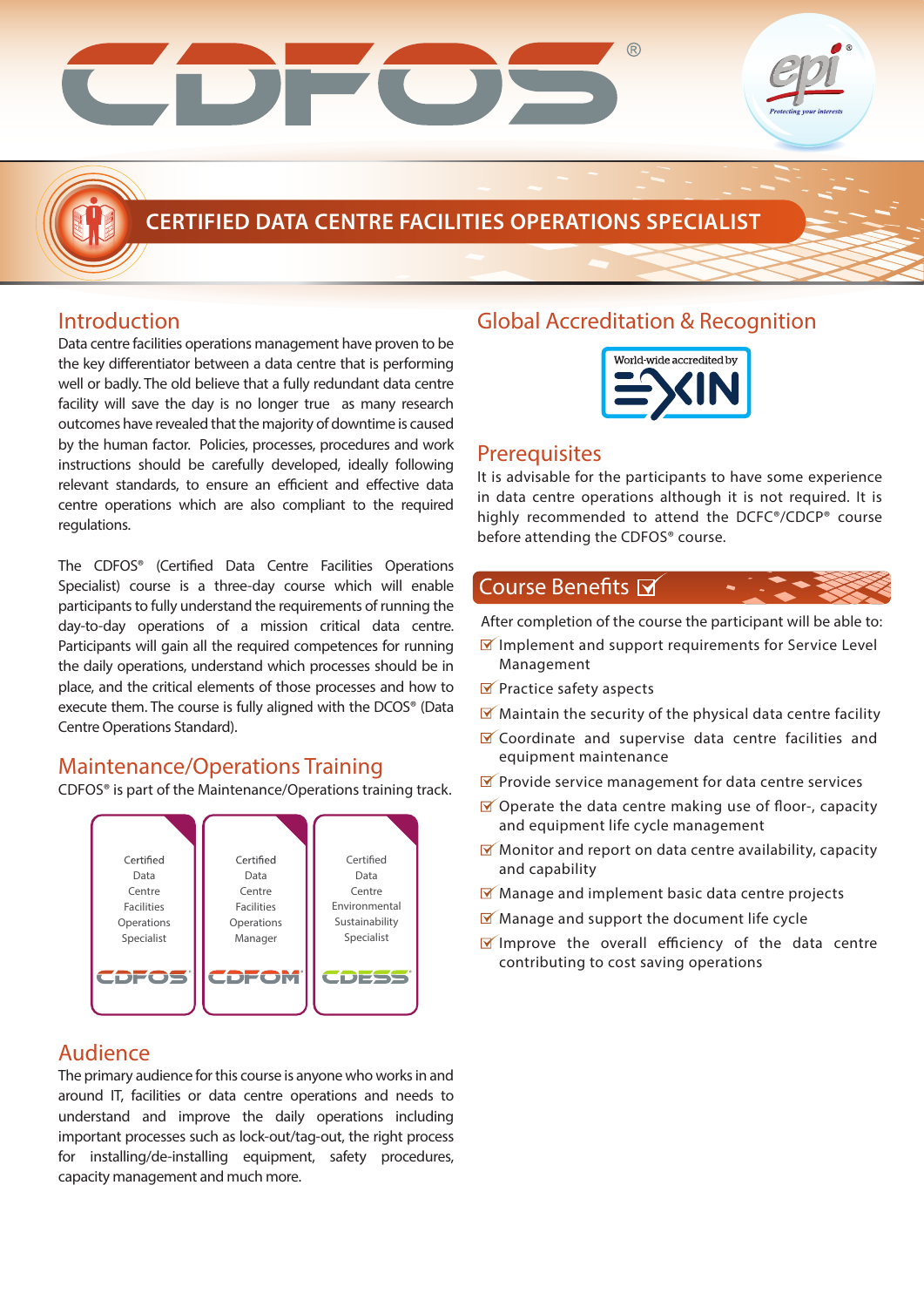# CERTIFIED DATA CENTRE FACILITIES OPERATIONS SPECIALIST

## Introduction

Data centre facilities operations management have proven to be the key differentiator between a data centre that is performing well or badly. The old believe that a fully redundant data centre facility will save the day is no longer true as many research outcomes have revealed that the majority of downtime is caused by the human factor. Policies, processes, procedures and work instructions should be carefully developed, ideally following relevant standards, to ensure an efficient and effective data centre operations which are also compliant to the required regulations.

The CDFOS® (Certified Data Centre Facilities Operations Specialist) course is a three-day course which will enable participants to fully understand the requirements of running the day-to-day operations of a mission critical data centre. Participants will gain all the required competences for running the daily operations, understand which processes should be in place, and the critical elements of those processes and how to execute them. The course is fully aligned with the DCOS® (Data Centre Operations Standard).

## Maintenance/Operations Training

CDFOS® is part of the Maintenance/Operations training track.

| Certified Data Centre Facilities Operations Specialist | Certified Data Centre Facilities Operations Manager | Certified Data Centre Environmental Sustainability Specialist |
|---|---|---|
| CDFOS | CDFOM | CDESS |

## Audience

The primary audience for this course is anyone who works in and around IT, facilities or data centre operations and needs to understand and improve the daily operations including important processes such as lock-out/tag-out, the right process for installing/de-installing equipment, safety procedures, capacity management and much more.

## Global Accreditation & Recognition

World-wide accredited by EXIN

## Prerequisites

It is advisable for the participants to have some experience in data centre operations although it is not required. It is highly recommended to attend the DCFC®/CDCP® course before attending the CDFOS® course.

## Course Benefits

After completion of the course the participant will be able to:

- Implement and support requirements for Service Level Management
- Practice safety aspects
- Maintain the security of the physical data centre facility
- Coordinate and supervise data centre facilities and equipment maintenance
- Provide service management for data centre services
- Operate the data centre making use of floor-, capacity and equipment life cycle management
- Monitor and report on data centre availability, capacity and capability
- Manage and implement basic data centre projects
- Manage and support the document life cycle
- Improve the overall efficiency of the data centre contributing to cost saving operations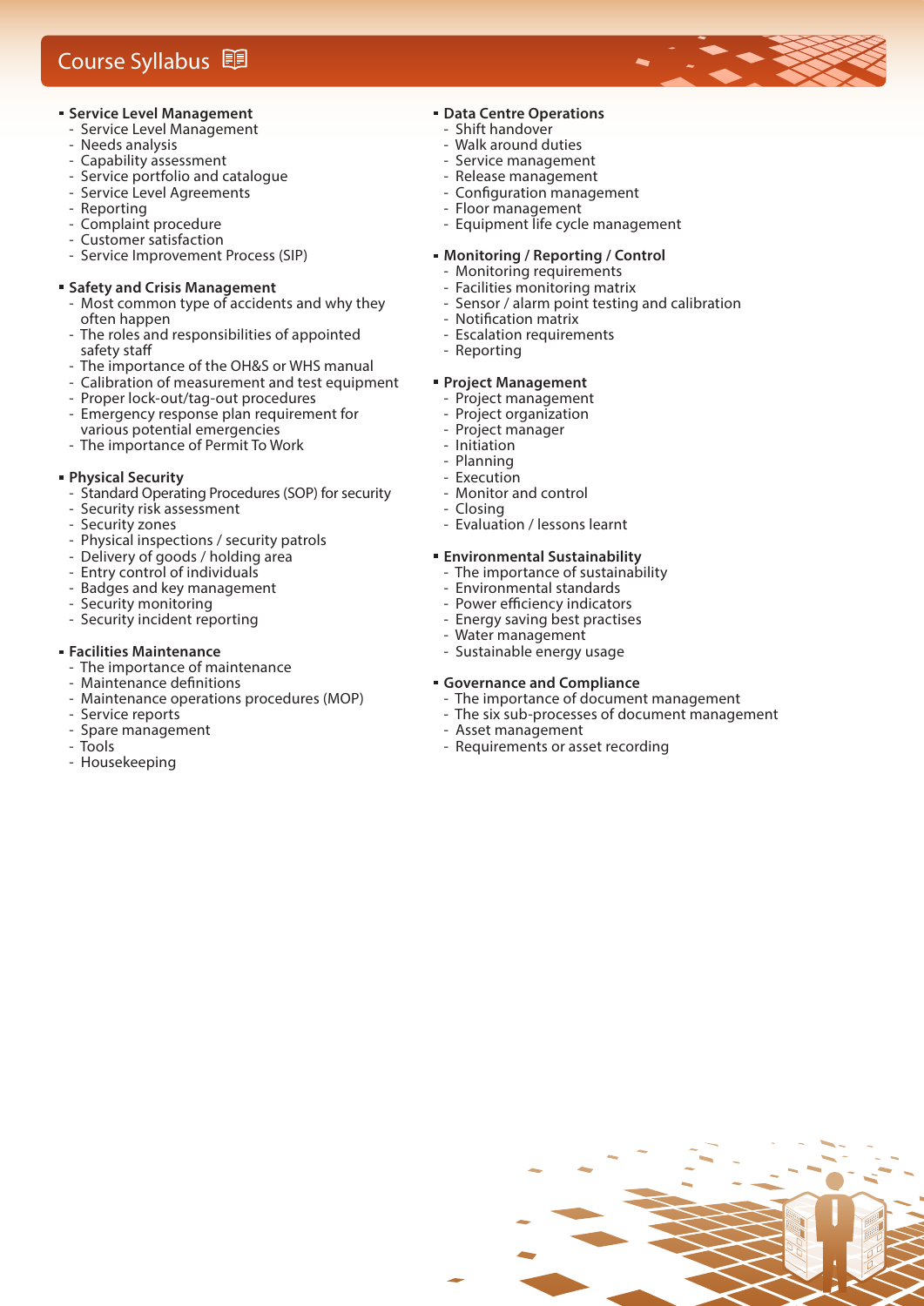## Course Syllabus

- **Service Level Management**
  - Service Level Management
  - Needs analysis
  - Capability assessment
  - Service portfolio and catalogue
  - Service Level Agreements
  - Reporting
  - Complaint procedure
  - Customer satisfaction
  - Service Improvement Process (SIP)

- **Safety and Crisis Management**
  - Most common type of accidents and why they often happen
  - The roles and responsibilities of appointed safety staff
  - The importance of the OH&S or WHS manual
  - Calibration of measurement and test equipment
  - Proper lock-out/tag-out procedures
  - Emergency response plan requirement for various potential emergencies
  - The importance of Permit To Work

- **Physical Security**
  - Standard Operating Procedures (SOP) for security
  - Security risk assessment
  - Security zones
  - Physical inspections / security patrols
  - Delivery of goods / holding area
  - Entry control of individuals
  - Badges and key management
  - Security monitoring
  - Security incident reporting

- **Facilities Maintenance**
  - The importance of maintenance
  - Maintenance definitions
  - Maintenance operations procedures (MOP)
  - Service reports
  - Spare management
  - Tools
  - Housekeeping

- **Data Centre Operations**
  - Shift handover
  - Walk around duties
  - Service management
  - Release management
  - Configuration management
  - Floor management
  - Equipment life cycle management

- **Monitoring / Reporting / Control**
  - Monitoring requirements
  - Facilities monitoring matrix
  - Sensor / alarm point testing and calibration
  - Notification matrix
  - Escalation requirements
  - Reporting

- **Project Management**
  - Project management
  - Project organization
  - Project manager
  - Initiation
  - Planning
  - Execution
  - Monitor and control
  - Closing
  - Evaluation / lessons learnt

- **Environmental Sustainability**
  - The importance of sustainability
  - Environmental standards
  - Power efficiency indicators
  - Energy saving best practises
  - Water management
  - Sustainable energy usage

- **Governance and Compliance**
  - The importance of document management
  - The six sub-processes of document management
  - Asset management
  - Requirements or asset recording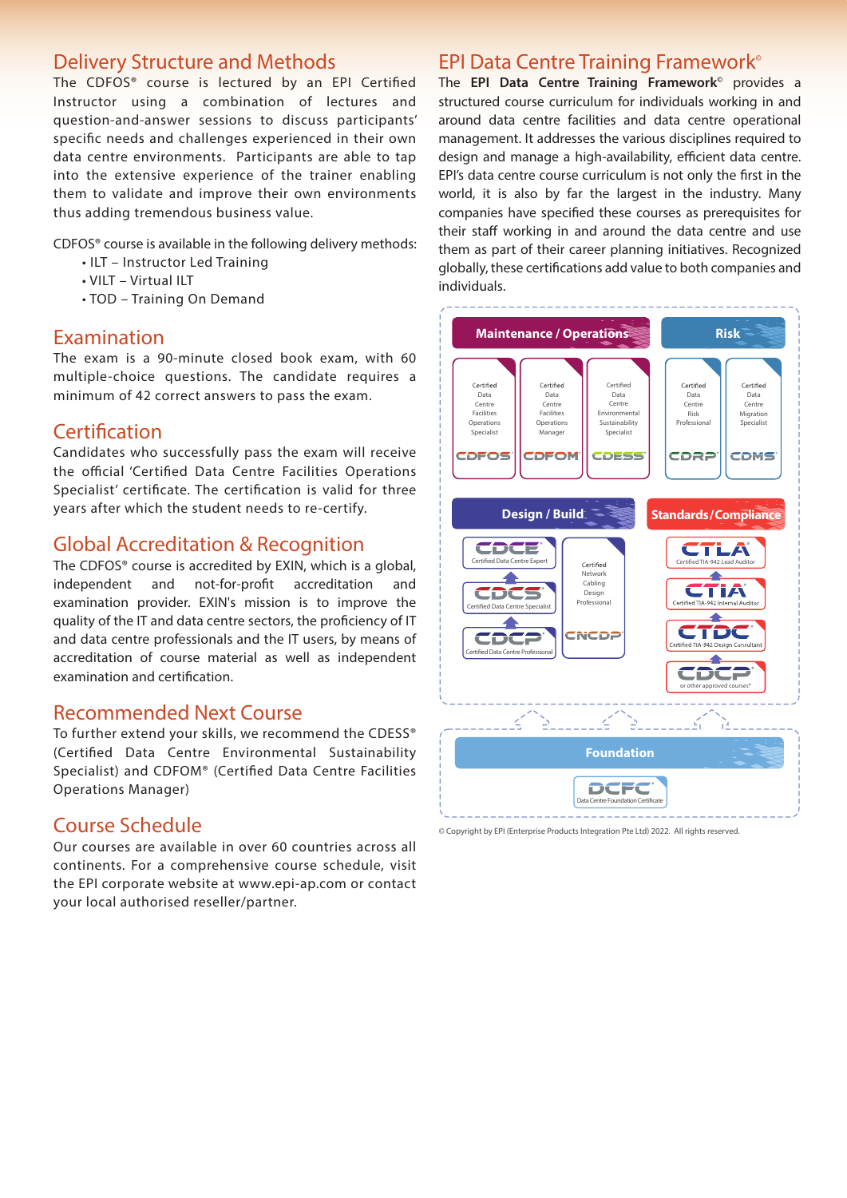## Delivery Structure and Methods

The CDFOS® course is lectured by an EPI Certified Instructor using a combination of lectures and question-and-answer sessions to discuss participants' specific needs and challenges experienced in their own data centre environments. Participants are able to tap into the extensive experience of the trainer enabling them to validate and improve their own environments thus adding tremendous business value.

CDFOS® course is available in the following delivery methods:

- ILT – Instructor Led Training
- VILT – Virtual ILT
- TOD – Training On Demand

## Examination

The exam is a 90-minute closed book exam, with 60 multiple-choice questions. The candidate requires a minimum of 42 correct answers to pass the exam.

## Certification

Candidates who successfully pass the exam will receive the official 'Certified Data Centre Facilities Operations Specialist' certificate. The certification is valid for three years after which the student needs to re-certify.

## Global Accreditation & Recognition

The CDFOS® course is accredited by EXIN, which is a global, independent and not-for-profit accreditation and examination provider. EXIN's mission is to improve the quality of the IT and data centre sectors, the proficiency of IT and data centre professionals and the IT users, by means of accreditation of course material as well as independent examination and certification.

## Recommended Next Course

To further extend your skills, we recommend the CDESS® (Certified Data Centre Environmental Sustainability Specialist) and CDFOM® (Certified Data Centre Facilities Operations Manager)

## Course Schedule

Our courses are available in over 60 countries across all continents. For a comprehensive course schedule, visit the EPI corporate website at www.epi-ap.com or contact your local authorised reseller/partner.

## EPI Data Centre Training Framework®

The **EPI Data Centre Training Framework**® provides a structured course curriculum for individuals working in and around data centre facilities and data centre operational management. It addresses the various disciplines required to design and manage a high-availability, efficient data centre. EPI's data centre course curriculum is not only the first in the world, it is also by far the largest in the industry. Many companies have specified these courses as prerequisites for their staff working in and around the data centre and use them as part of their career planning initiatives. Recognized globally, these certifications add value to both companies and individuals.

**Maintenance / Operations**

- CDFOS – Certified Data Centre Facilities Operations Specialist
- CDFOM – Certified Data Centre Facilities Operations Manager
- CDESS – Certified Data Centre Environmental Sustainability Specialist

**Risk**

- CDRP – Certified Data Centre Risk Professional
- CDMS – Certified Data Centre Migration Specialist

**Design / Build**

- CDCE – Certified Data Centre Expert
- CDCS – Certified Data Centre Specialist
- CDCP – Certified Data Centre Professional
- CNCDP – Certified Network Cabling Design Professional

**Standards/Compliance**

- CTLA – Certified TIA-942 Lead Auditor
- CTIA – Certified TIA-942 Internal Auditor
- CTDC – Certified TIA-942 Design Consultant
- CDCP – or other approved courses*

**Foundation**

- DCFC – Data Centre Foundation Certificate

© Copyright by EPI (Enterprise Products Integration Pte Ltd) 2022. All rights reserved.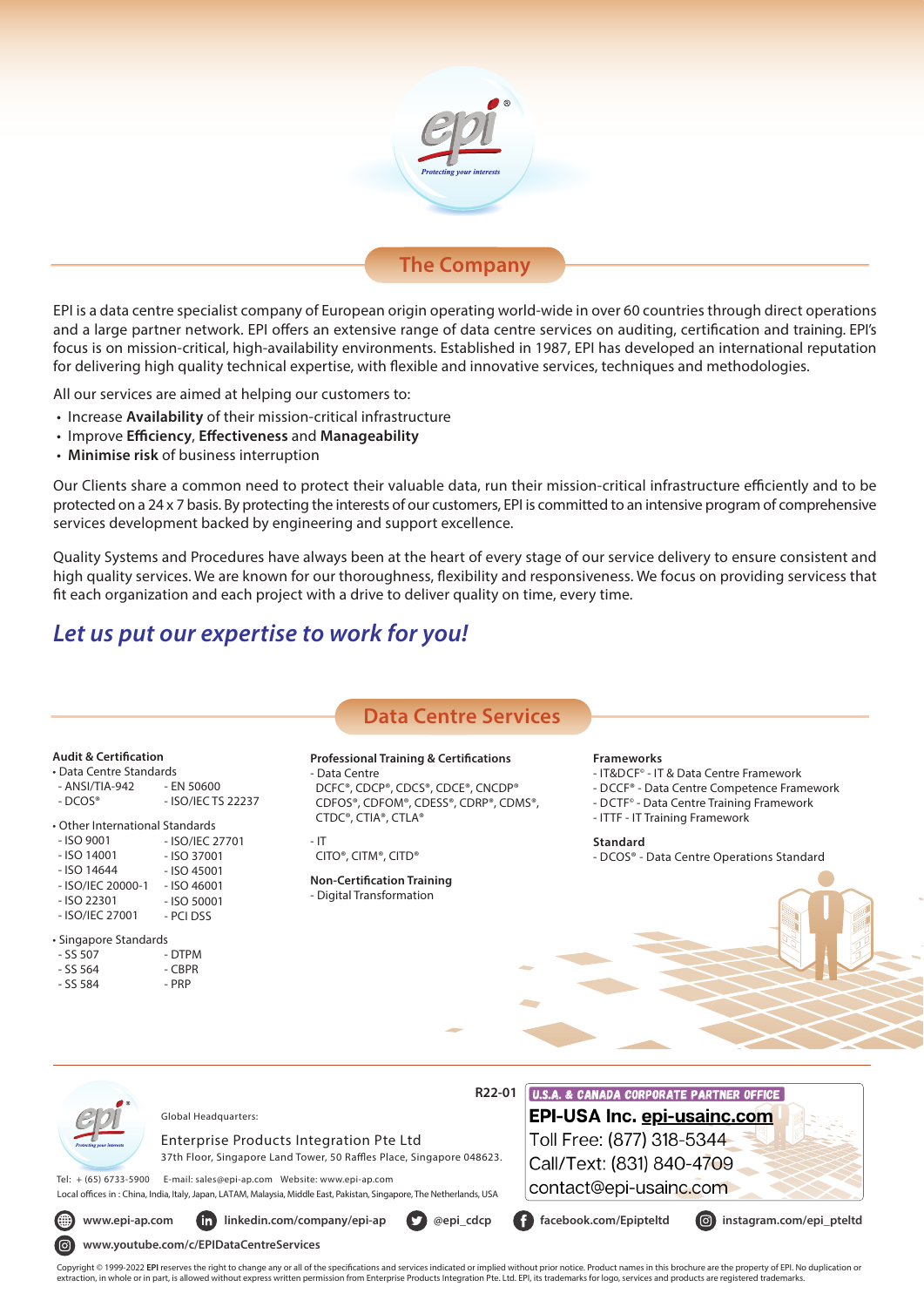## The Company

EPI is a data centre specialist company of European origin operating world-wide in over 60 countries through direct operations and a large partner network. EPI offers an extensive range of data centre services on auditing, certification and training. EPI's focus is on mission-critical, high-availability environments. Established in 1987, EPI has developed an international reputation for delivering high quality technical expertise, with flexible and innovative services, techniques and methodologies.

All our services are aimed at helping our customers to:

- Increase **Availability** of their mission-critical infrastructure
- Improve **Efficiency**, **Effectiveness** and **Manageability**
- **Minimise risk** of business interruption

Our Clients share a common need to protect their valuable data, run their mission-critical infrastructure efficiently and to be protected on a 24 x 7 basis. By protecting the interests of our customers, EPI is committed to an intensive program of comprehensive services development backed by engineering and support excellence.

Quality Systems and Procedures have always been at the heart of every stage of our service delivery to ensure consistent and high quality services. We are known for our thoroughness, flexibility and responsiveness. We focus on providing servicess that fit each organization and each project with a drive to deliver quality on time, every time.

*Let us put our expertise to work for you!*

## Data Centre Services

**Audit & Certification**

- Data Centre Standards
  - ANSI/TIA-942
  - DCOS®
  - EN 50600
  - ISO/IEC TS 22237
- Other International Standards
  - ISO 9001
  - ISO 14001
  - ISO 14644
  - ISO/IEC 20000-1
  - ISO 22301
  - ISO/IEC 27001
  - ISO/IEC 27701
  - ISO 37001
  - ISO 45001
  - ISO 46001
  - ISO 50001
  - PCI DSS
- Singapore Standards
  - SS 507
  - SS 564
  - SS 584
  - DTPM
  - CBPR
  - PRP

**Professional Training & Certifications**

- Data Centre
  DCFC®, CDCP®, CDCS®, CDCE®, CNCDP®
  CDFOS®, CDFOM®, CDESS®, CDRP®, CDMS®,
  CTDC®, CTIA®, CTLA®
- IT
  CITO®, CITM®, CITD®

**Non-Certification Training**

- Digital Transformation

**Frameworks**

- IT&DCF® - IT & Data Centre Framework
- DCCF® - Data Centre Competence Framework
- DCTF® - Data Centre Training Framework
- ITTF - IT Training Framework

**Standard**

- DCOS® - Data Centre Operations Standard

R22-01

Global Headquarters:

Enterprise Products Integration Pte Ltd
37th Floor, Singapore Land Tower, 50 Raffles Place, Singapore 048623.

Tel: + (65) 6733-5900 E-mail: sales@epi-ap.com Website: www.epi-ap.com

Local offices in : China, India, Italy, Japan, LATAM, Malaysia, Middle East, Pakistan, Singapore, The Netherlands, USA

U.S.A. & CANADA CORPORATE PARTNER OFFICE

**EPI-USA Inc. epi-usainc.com**
Toll Free: (877) 318-5344
Call/Text: (831) 840-4709
contact@epi-usainc.com

www.epi-ap.com linkedin.com/company/epi-ap @epi_cdcp facebook.com/Epipteltd instagram.com/epi_pteltd

www.youtube.com/c/EPIDataCentreServices

Copyright © 1999-2022 **EPI** reserves the right to change any or all of the specifications and services indicated or implied without prior notice. Product names in this brochure are the property of EPI. No duplication or extraction, in whole or in part, is allowed without express written permission from Enterprise Products Integration Pte. Ltd. EPI, its trademarks for logo, services and products are registered trademarks.